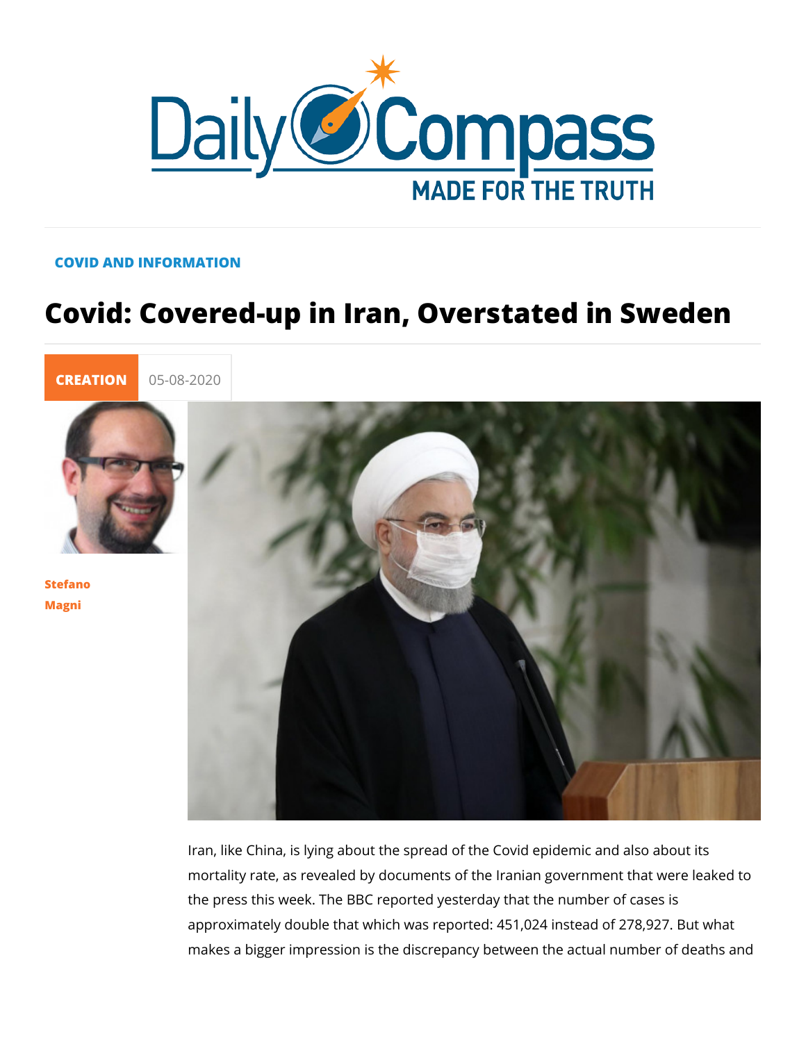COVID AND INFORMATION

# Covid: Covered-up in Iran, Overstated in Sweden

CREATION 05-08-2020

Stefano Magni

Iran, like China, is lying about the spread of the Covid epidemic and also about its mortality rate, as revealed by documents of the Iranian government that were leaked to the press this week. The BBC reported yesterday that the number of cases is approximately double that which was reported: 451,024 instead of 278,927. But what makes a bigger impression is the discrepancy between the actual number of deaths and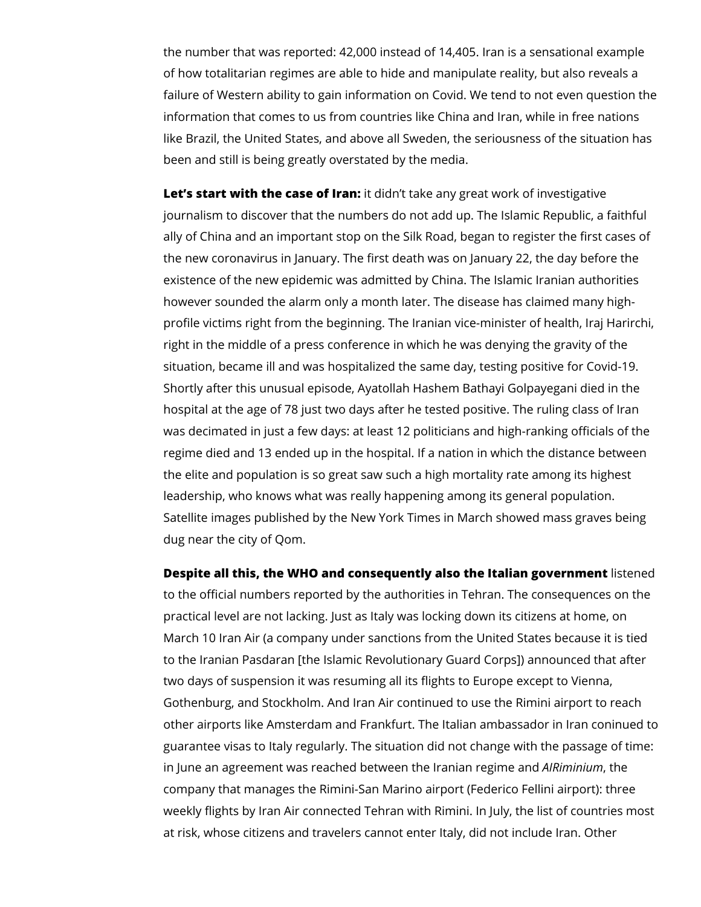the number that was reported: 42,000 instead of 14,405. Iran is a sensational example of how totalitarian regimes are able to hide and manipulate reality, but also reveals a failure of Western ability to gain information on Covid. We tend to not even question the information that comes to us from countries like China and Iran, while in free nations like Brazil, the United States, and above all Sweden, the seriousness of the situation has been and still is being greatly overstated by the media.

**Let's start with the case of Iran:** it didn't take any great work of investigative journalism to discover that the numbers do not add up. The Islamic Republic, a faithful ally of China and an important stop on the Silk Road, began to register the first cases of the new coronavirus in January. The first death was on January 22, the day before the existence of the new epidemic was admitted by China. The Islamic Iranian authorities however sounded the alarm only a month later. The disease has claimed many high-profile victims right from the beginning. The Iranian vice-minister of health, Iraj Harirchi, right in the middle of a press conference in which he was denying the gravity of the situation, became ill and was hospitalized the same day, testing positive for Covid-19. Shortly after this unusual episode, Ayatollah Hashem Bathayi Golpayegani died in the hospital at the age of 78 just two days after he tested positive. The ruling class of Iran was decimated in just a few days: at least 12 politicians and high-ranking officials of the regime died and 13 ended up in the hospital. If a nation in which the distance between the elite and population is so great saw such a high mortality rate among its highest leadership, who knows what was really happening among its general population. Satellite images published by the New York Times in March showed mass graves being dug near the city of Qom.

**Despite all this, the WHO and consequently also the Italian government** listened to the official numbers reported by the authorities in Tehran. The consequences on the practical level are not lacking. Just as Italy was locking down its citizens at home, on March 10 Iran Air (a company under sanctions from the United States because it is tied to the Iranian Pasdaran [the Islamic Revolutionary Guard Corps]) announced that after two days of suspension it was resuming all its flights to Europe except to Vienna, Gothenburg, and Stockholm. And Iran Air continued to use the Rimini airport to reach other airports like Amsterdam and Frankfurt. The Italian ambassador in Iran coninued to guarantee visas to Italy regularly. The situation did not change with the passage of time: in June an agreement was reached between the Iranian regime and *AIRiminium*, the company that manages the Rimini-San Marino airport (Federico Fellini airport): three weekly flights by Iran Air connected Tehran with Rimini. In July, the list of countries most at risk, whose citizens and travelers cannot enter Italy, did not include Iran. Other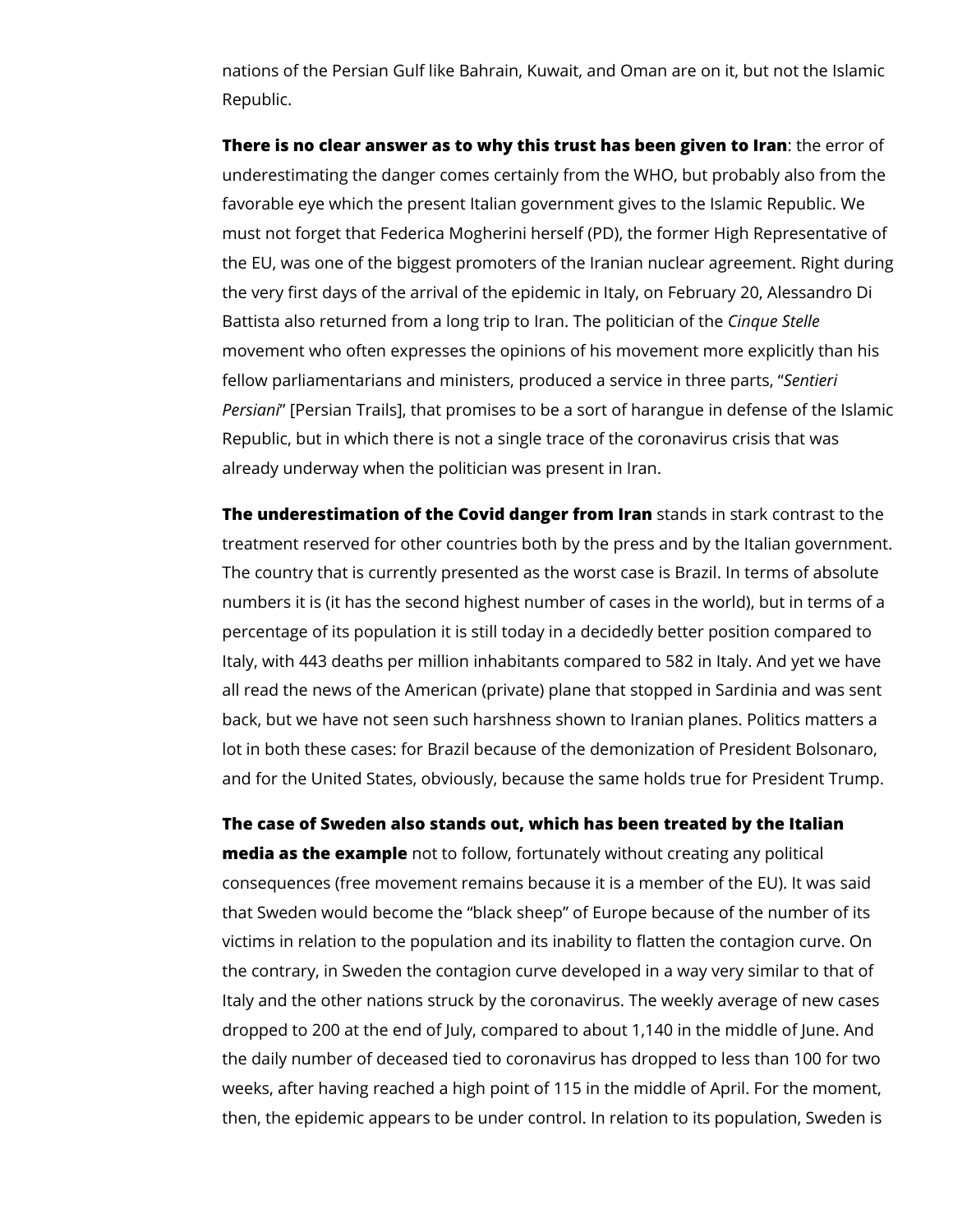nations of the Persian Gulf like Bahrain, Kuwait, and Oman are on it, but not the Islamic Republic.

**There is no clear answer as to why this trust has been given to Iran**: the error of underestimating the danger comes certainly from the WHO, but probably also from the favorable eye which the present Italian government gives to the Islamic Republic. We must not forget that Federica Mogherini herself (PD), the former High Representative of the EU, was one of the biggest promoters of the Iranian nuclear agreement. Right during the very first days of the arrival of the epidemic in Italy, on February 20, Alessandro Di Battista also returned from a long trip to Iran. The politician of the *Cinque Stelle* movement who often expresses the opinions of his movement more explicitly than his fellow parliamentarians and ministers, produced a service in three parts, "*Sentieri Persiani*" [Persian Trails], that promises to be a sort of harangue in defense of the Islamic Republic, but in which there is not a single trace of the coronavirus crisis that was already underway when the politician was present in Iran.

**The underestimation of the Covid danger from Iran** stands in stark contrast to the treatment reserved for other countries both by the press and by the Italian government. The country that is currently presented as the worst case is Brazil. In terms of absolute numbers it is (it has the second highest number of cases in the world), but in terms of a percentage of its population it is still today in a decidedly better position compared to Italy, with 443 deaths per million inhabitants compared to 582 in Italy. And yet we have all read the news of the American (private) plane that stopped in Sardinia and was sent back, but we have not seen such harshness shown to Iranian planes. Politics matters a lot in both these cases: for Brazil because of the demonization of President Bolsonaro, and for the United States, obviously, because the same holds true for President Trump.

**The case of Sweden also stands out, which has been treated by the Italian media as the example** not to follow, fortunately without creating any political consequences (free movement remains because it is a member of the EU). It was said that Sweden would become the "black sheep" of Europe because of the number of its victims in relation to the population and its inability to flatten the contagion curve. On the contrary, in Sweden the contagion curve developed in a way very similar to that of Italy and the other nations struck by the coronavirus. The weekly average of new cases dropped to 200 at the end of July, compared to about 1,140 in the middle of June. And the daily number of deceased tied to coronavirus has dropped to less than 100 for two weeks, after having reached a high point of 115 in the middle of April. For the moment, then, the epidemic appears to be under control. In relation to its population, Sweden is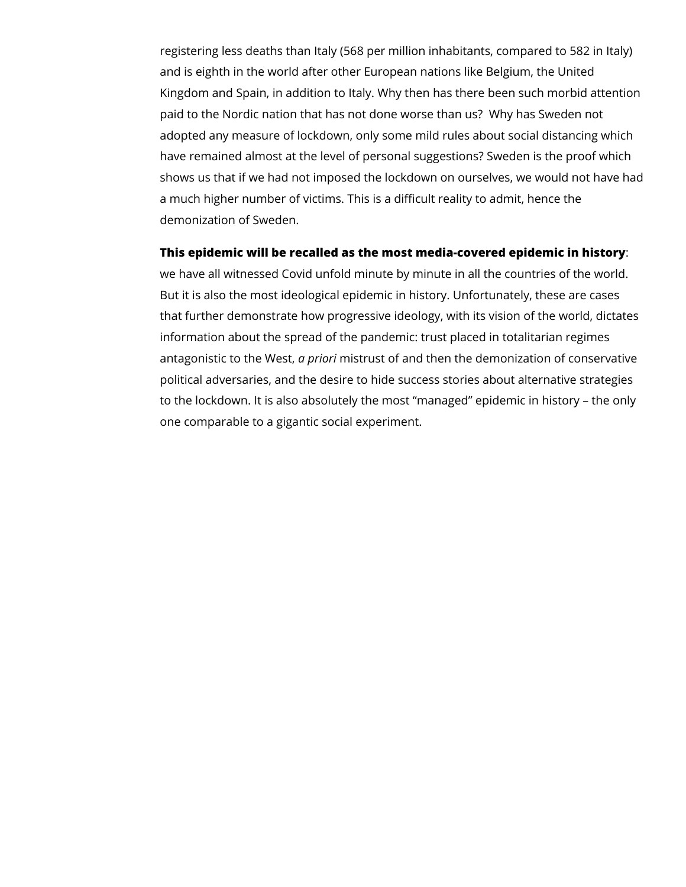registering less deaths than Italy (568 per million inhabitants, compared to 582 in Italy) and is eighth in the world after other European nations like Belgium, the United Kingdom and Spain, in addition to Italy. Why then has there been such morbid attention paid to the Nordic nation that has not done worse than us?  Why has Sweden not adopted any measure of lockdown, only some mild rules about social distancing which have remained almost at the level of personal suggestions? Sweden is the proof which shows us that if we had not imposed the lockdown on ourselves, we would not have had a much higher number of victims. This is a difficult reality to admit, hence the demonization of Sweden.

**This epidemic will be recalled as the most media-covered epidemic in history**: we have all witnessed Covid unfold minute by minute in all the countries of the world. But it is also the most ideological epidemic in history. Unfortunately, these are cases that further demonstrate how progressive ideology, with its vision of the world, dictates information about the spread of the pandemic: trust placed in totalitarian regimes antagonistic to the West, *a priori* mistrust of and then the demonization of conservative political adversaries, and the desire to hide success stories about alternative strategies to the lockdown. It is also absolutely the most "managed" epidemic in history – the only one comparable to a gigantic social experiment.